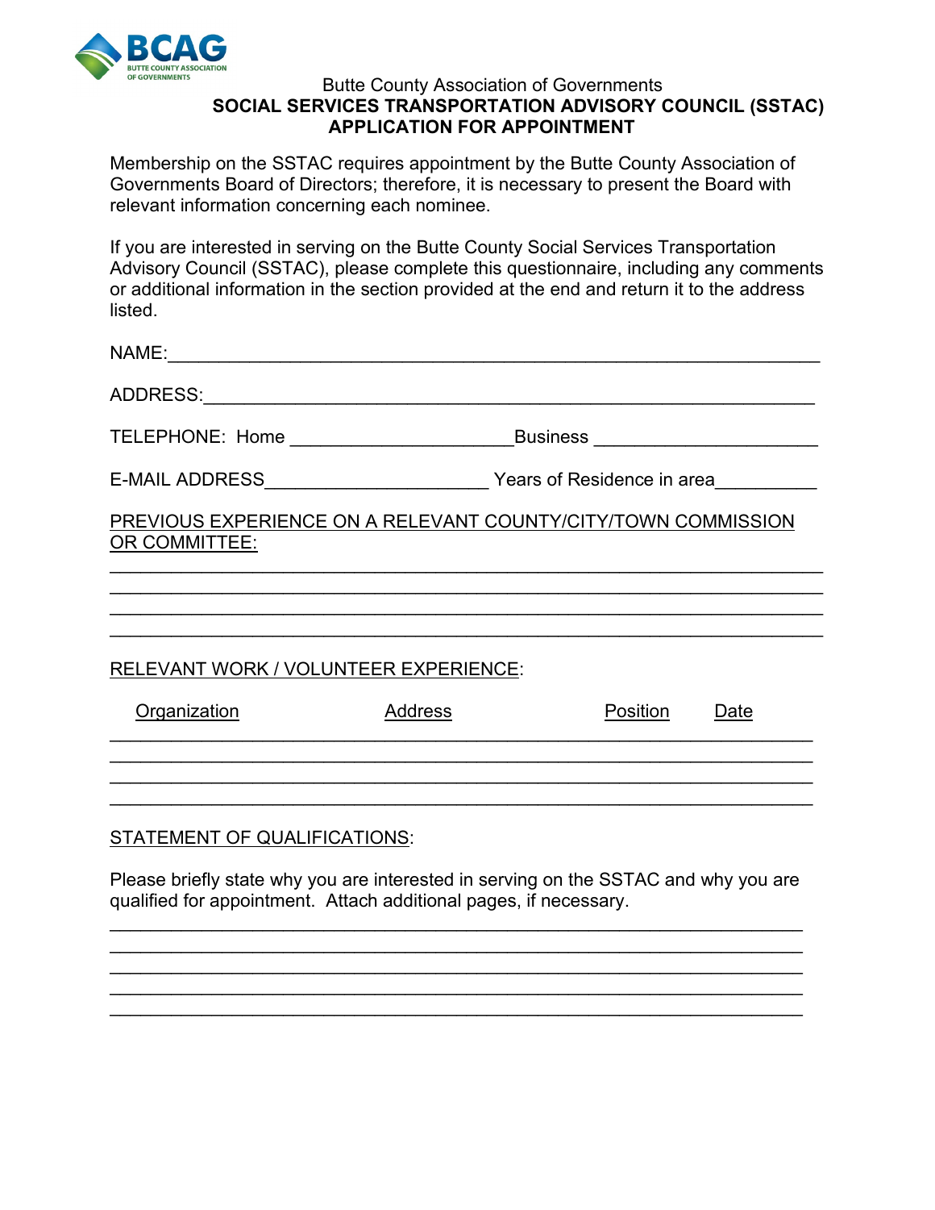BCAG
BUTTE COUNTY ASSOCIATION OF GOVERNMENTS

Butte County Association of Governments

# SOCIAL SERVICES TRANSPORTATION ADVISORY COUNCIL (SSTAC) APPLICATION FOR APPOINTMENT

Membership on the SSTAC requires appointment by the Butte County Association of Governments Board of Directors; therefore, it is necessary to present the Board with relevant information concerning each nominee.

If you are interested in serving on the Butte County Social Services Transportation Advisory Council (SSTAC), please complete this questionnaire, including any comments or additional information in the section provided at the end and return it to the address listed.

NAME:_______________________________________________________________

ADDRESS:____________________________________________________________

TELEPHONE: Home _____________________Business _____________________

E-MAIL ADDRESS_____________________ Years of Residence in area__________

PREVIOUS EXPERIENCE ON A RELEVANT COUNTY/CITY/TOWN COMMISSION OR COMMITTEE:

_____________________________________________________________________
_____________________________________________________________________
_____________________________________________________________________
_____________________________________________________________________

RELEVANT WORK / VOLUNTEER EXPERIENCE:

| Organization | Address | Position | Date |
|---|---|---|---|
| | | | |
| | | | |
| | | | |
| | | | |

STATEMENT OF QUALIFICATIONS:

Please briefly state why you are interested in serving on the SSTAC and why you are qualified for appointment. Attach additional pages, if necessary.

_____________________________________________________________________
_____________________________________________________________________
_____________________________________________________________________
_____________________________________________________________________
_____________________________________________________________________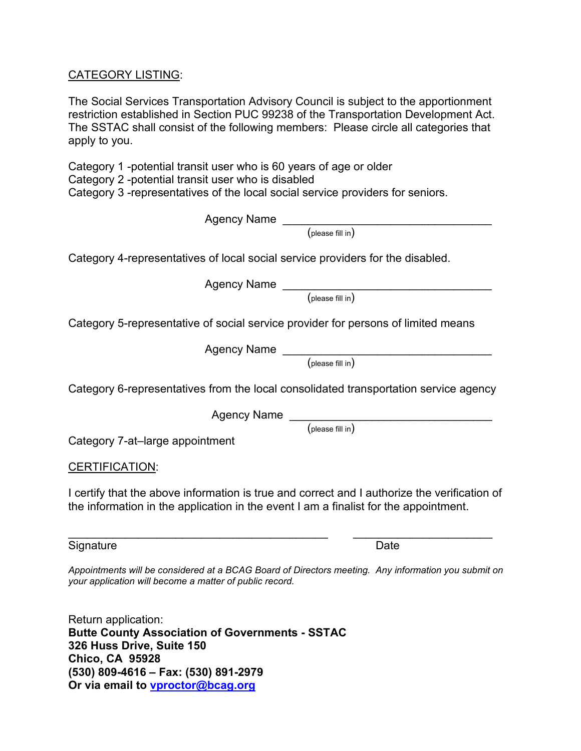CATEGORY LISTING:

The Social Services Transportation Advisory Council is subject to the apportionment restriction established in Section PUC 99238 of the Transportation Development Act. The SSTAC shall consist of the following members: Please circle all categories that apply to you.

Category 1 -potential transit user who is 60 years of age or older
Category 2 -potential transit user who is disabled
Category 3 -representatives of the local social service providers for seniors.

Agency Name ________________________________
(please fill in)

Category 4-representatives of local social service providers for the disabled.

Agency Name ________________________________
(please fill in)

Category 5-representative of social service provider for persons of limited means

Agency Name ________________________________
(please fill in)

Category 6-representatives from the local consolidated transportation service agency

Agency Name ________________________________
(please fill in)

Category 7-at–large appointment

CERTIFICATION:

I certify that the above information is true and correct and I authorize the verification of the information in the application in the event I am a finalist for the appointment.

________________________________________ ______________________
Signature Date

*Appointments will be considered at a BCAG Board of Directors meeting. Any information you submit on your application will become a matter of public record.*

Return application:
**Butte County Association of Governments - SSTAC**
**326 Huss Drive, Suite 150**
**Chico, CA 95928**
**(530) 809-4616 – Fax: (530) 891-2979**
**Or via email to vproctor@bcag.org**